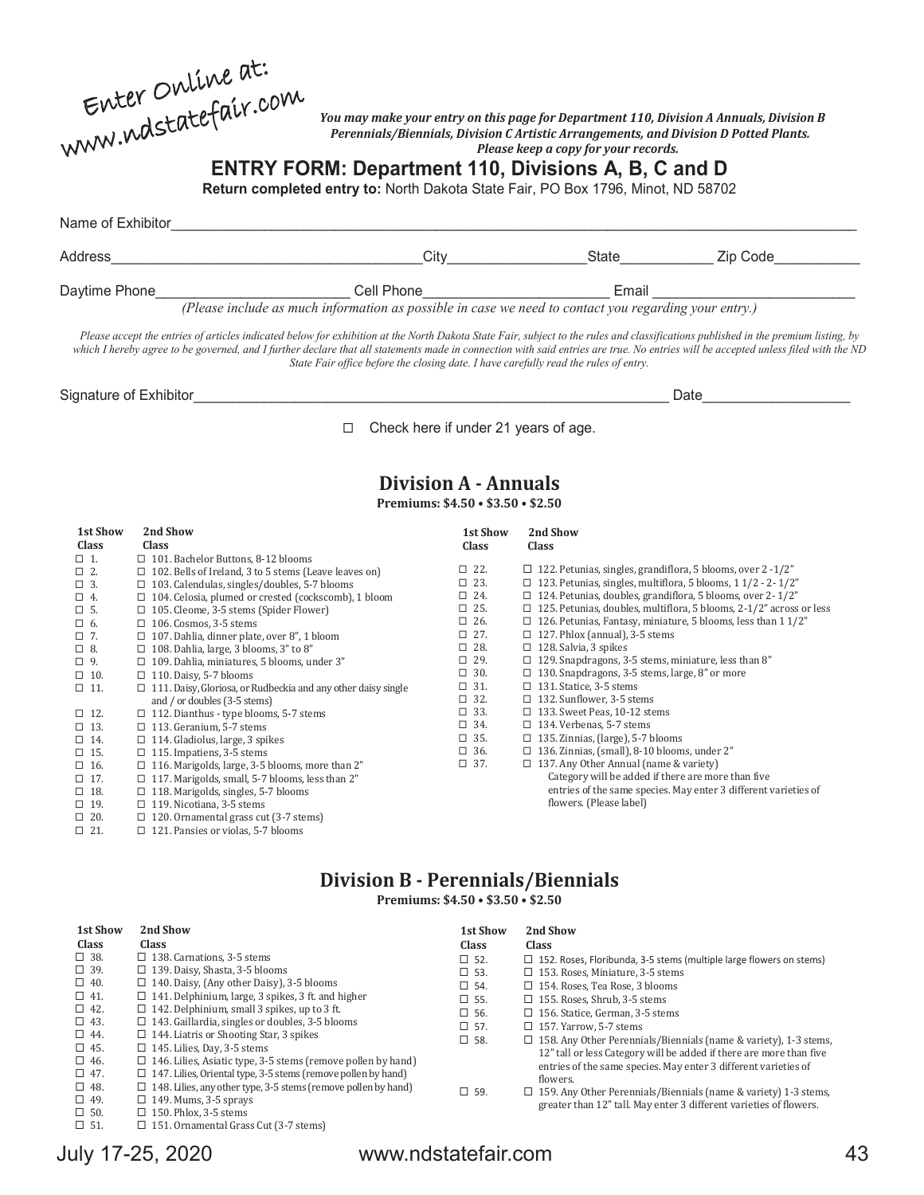Enter Online at: www.ndstatefair.com

*You may make your entry on this page for Department 110, Division A Annuals, Division B Perennials/Biennials, Division C Artistic Arrangements, and Division D Potted Plants. Please keep a copy for your records.*

# ENTRY FORM: Department 110, Divisions A, B, C and D

**Return completed entry to:** North Dakota State Fair, PO Box 1796, Minot, ND 58702

Name of Exhibitor\_\_\_\_\_\_\_\_\_\_\_\_\_\_\_\_\_\_\_\_\_\_\_\_\_\_\_\_\_\_\_\_\_\_\_\_\_\_\_\_\_\_\_\_\_\_\_\_

Address\_\_\_\_\_\_\_\_\_\_\_\_\_\_\_\_\_\_\_\_ City\_\_\_\_\_\_\_\_\_\_ State\_\_\_\_\_\_ Zip Code\_\_\_\_\_\_

Daytime Phone\_\_\_\_\_\_\_\_\_\_\_\_\_\_ Cell Phone\_\_\_\_\_\_\_\_\_\_\_\_\_\_ Email \_\_\_\_\_\_\_\_\_\_\_\_\_\_

*(Please include as much information as possible in case we need to contact you regarding your entry.)*

*Please accept the entries of articles indicated below for exhibition at the North Dakota State Fair, subject to the rules and classifications published in the premium listing, by which I hereby agree to be governed, and I further declare that all statements made in connection with said entries are true. No entries will be accepted unless filed with the ND State Fair office before the closing date. I have carefully read the rules of entry.*

Signature of Exhibitor\_\_\_\_\_\_\_\_\_\_\_\_\_\_\_\_\_\_\_\_\_\_\_\_\_\_\_\_\_\_\_\_ Date\_\_\_\_\_\_\_\_\_\_\_\_

☐ Check here if under 21 years of age.

## Division A - Annuals

**Premiums: $4.50 • $3.50 • $2.50**

| 1st Show Class | 2nd Show Class |
|---|---|
| ☐ 1. | ☐ 101. Bachelor Buttons, 8-12 blooms |
| ☐ 2. | ☐ 102. Bells of Ireland, 3 to 5 stems (Leave leaves on) |
| ☐ 3. | ☐ 103. Calendulas, singles/doubles, 5-7 blooms |
| ☐ 4. | ☐ 104. Celosia, plumed or crested (cockscomb), 1 bloom |
| ☐ 5. | ☐ 105. Cleome, 3-5 stems (Spider Flower) |
| ☐ 6. | ☐ 106. Cosmos, 3-5 stems |
| ☐ 7. | ☐ 107. Dahlia, dinner plate, over 8", 1 bloom |
| ☐ 8. | ☐ 108. Dahlia, large, 3 blooms, 3" to 8" |
| ☐ 9. | ☐ 109. Dahlia, miniatures, 5 blooms, under 3" |
| ☐ 10. | ☐ 110. Daisy, 5-7 blooms |
| ☐ 11. | ☐ 111. Daisy, Gloriosa, or Rudbeckia and any other daisy single and / or doubles (3-5 stems) |
| ☐ 12. | ☐ 112. Dianthus - type blooms, 5-7 stems |
| ☐ 13. | ☐ 113. Geranium, 5-7 stems |
| ☐ 14. | ☐ 114. Gladiolus, large, 3 spikes |
| ☐ 15. | ☐ 115. Impatiens, 3-5 stems |
| ☐ 16. | ☐ 116. Marigolds, large, 3-5 blooms, more than 2" |
| ☐ 17. | ☐ 117. Marigolds, small, 5-7 blooms, less than 2" |
| ☐ 18. | ☐ 118. Marigolds, singles, 5-7 blooms |
| ☐ 19. | ☐ 119. Nicotiana, 3-5 stems |
| ☐ 20. | ☐ 120. Ornamental grass cut (3-7 stems) |
| ☐ 21. | ☐ 121. Pansies or violas, 5-7 blooms |
| ☐ 22. | ☐ 122. Petunias, singles, grandiflora, 5 blooms, over 2 -1/2" |
| ☐ 23. | ☐ 123. Petunias, singles, multiflora, 5 blooms, 1 1/2 - 2- 1/2" |
| ☐ 24. | ☐ 124. Petunias, doubles, grandiflora, 5 blooms, over 2- 1/2" |
| ☐ 25. | ☐ 125. Petunias, doubles, multiflora, 5 blooms, 2-1/2" across or less |
| ☐ 26. | ☐ 126. Petunias, Fantasy, miniature, 5 blooms, less than 1 1/2" |
| ☐ 27. | ☐ 127. Phlox (annual), 3-5 stems |
| ☐ 28. | ☐ 128. Salvia, 3 spikes |
| ☐ 29. | ☐ 129. Snapdragons, 3-5 stems, miniature, less than 8" |
| ☐ 30. | ☐ 130. Snapdragons, 3-5 stems, large, 8" or more |
| ☐ 31. | ☐ 131. Statice, 3-5 stems |
| ☐ 32. | ☐ 132. Sunflower, 3-5 stems |
| ☐ 33. | ☐ 133. Sweet Peas, 10-12 stems |
| ☐ 34. | ☐ 134. Verbenas, 5-7 stems |
| ☐ 35. | ☐ 135. Zinnias, (large), 5-7 blooms |
| ☐ 36. | ☐ 136. Zinnias, (small), 8-10 blooms, under 2" |
| ☐ 37. | ☐ 137. Any Other Annual (name & variety) Category will be added if there are more than five entries of the same species. May enter 3 different varieties of flowers. (Please label) |

## Division B - Perennials/Biennials

**Premiums: $4.50 • $3.50 • $2.50**

| 1st Show Class | 2nd Show Class |
|---|---|
| ☐ 38. | ☐ 138. Carnations, 3-5 stems |
| ☐ 39. | ☐ 139. Daisy, Shasta, 3-5 blooms |
| ☐ 40. | ☐ 140. Daisy, (Any other Daisy), 3-5 blooms |
| ☐ 41. | ☐ 141. Delphinium, large, 3 spikes, 3 ft. and higher |
| ☐ 42. | ☐ 142. Delphinium, small 3 spikes, up to 3 ft. |
| ☐ 43. | ☐ 143. Gaillardia, singles or doubles, 3-5 blooms |
| ☐ 44. | ☐ 144. Liatris or Shooting Star, 3 spikes |
| ☐ 45. | ☐ 145. Lilies, Day, 3-5 stems |
| ☐ 46. | ☐ 146. Lilies, Asiatic type, 3-5 stems (remove pollen by hand) |
| ☐ 47. | ☐ 147. Lilies, Oriental type, 3-5 stems (remove pollen by hand) |
| ☐ 48. | ☐ 148. Lilies, any other type, 3-5 stems (remove pollen by hand) |
| ☐ 49. | ☐ 149. Mums, 3-5 sprays |
| ☐ 50. | ☐ 150. Phlox, 3-5 stems |
| ☐ 51. | ☐ 151. Ornamental Grass Cut (3-7 stems) |
| ☐ 52. | ☐ 152. Roses, Floribunda, 3-5 stems (multiple large flowers on stems) |
| ☐ 53. | ☐ 153. Roses, Miniature, 3-5 stems |
| ☐ 54. | ☐ 154. Roses, Tea Rose, 3 blooms |
| ☐ 55. | ☐ 155. Roses, Shrub, 3-5 stems |
| ☐ 56. | ☐ 156. Statice, German, 3-5 stems |
| ☐ 57. | ☐ 157. Yarrow, 5-7 stems |
| ☐ 58. | ☐ 158. Any Other Perennials/Biennials (name & variety), 1-3 stems, 12" tall or less Category will be added if there are more than five entries of the same species. May enter 3 different varieties of flowers. |
| ☐ 59. | ☐ 159. Any Other Perennials/Biennials (name & variety) 1-3 stems, greater than 12" tall. May enter 3 different varieties of flowers. |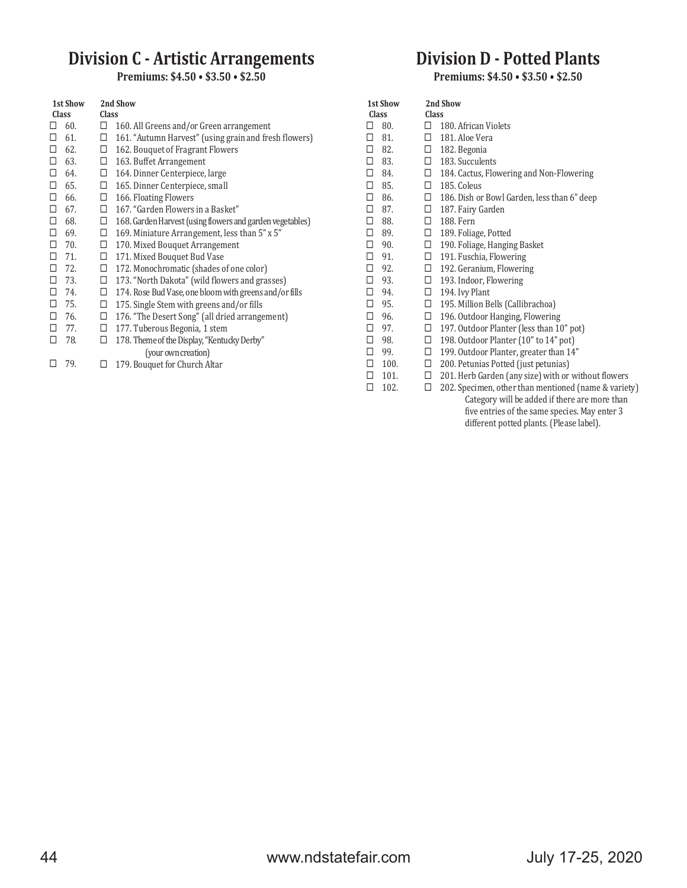## Division C - Artistic Arrangements

**Premiums: $4.50 • $3.50 • $2.50**

| 1st Show Class | 2nd Show Class |
|---|---|
| ☐ 60. | ☐ 160. All Greens and/or Green arrangement |
| ☐ 61. | ☐ 161. "Autumn Harvest" (using grain and fresh flowers) |
| ☐ 62. | ☐ 162. Bouquet of Fragrant Flowers |
| ☐ 63. | ☐ 163. Buffet Arrangement |
| ☐ 64. | ☐ 164. Dinner Centerpiece, large |
| ☐ 65. | ☐ 165. Dinner Centerpiece, small |
| ☐ 66. | ☐ 166. Floating Flowers |
| ☐ 67. | ☐ 167. "Garden Flowers in a Basket" |
| ☐ 68. | ☐ 168. Garden Harvest (using flowers and garden vegetables) |
| ☐ 69. | ☐ 169. Miniature Arrangement, less than 5" x 5" |
| ☐ 70. | ☐ 170. Mixed Bouquet Arrangement |
| ☐ 71. | ☐ 171. Mixed Bouquet Bud Vase |
| ☐ 72. | ☐ 172. Monochromatic (shades of one color) |
| ☐ 73. | ☐ 173. "North Dakota" (wild flowers and grasses) |
| ☐ 74. | ☐ 174. Rose Bud Vase, one bloom with greens and/or fills |
| ☐ 75. | ☐ 175. Single Stem with greens and/or fills |
| ☐ 76. | ☐ 176. "The Desert Song" (all dried arrangement) |
| ☐ 77. | ☐ 177. Tuberous Begonia, 1 stem |
| ☐ 78. | ☐ 178. Theme of the Display, "Kentucky Derby" (your own creation) |
| ☐ 79. | ☐ 179. Bouquet for Church Altar |

## Division D - Potted Plants

**Premiums: $4.50 • $3.50 • $2.50**

| 1st Show Class | 2nd Show Class |
|---|---|
| ☐ 80. | ☐ 180. African Violets |
| ☐ 81. | ☐ 181. Aloe Vera |
| ☐ 82. | ☐ 182. Begonia |
| ☐ 83. | ☐ 183. Succulents |
| ☐ 84. | ☐ 184. Cactus, Flowering and Non-Flowering |
| ☐ 85. | ☐ 185. Coleus |
| ☐ 86. | ☐ 186. Dish or Bowl Garden, less than 6" deep |
| ☐ 87. | ☐ 187. Fairy Garden |
| ☐ 88. | ☐ 188. Fern |
| ☐ 89. | ☐ 189. Foliage, Potted |
| ☐ 90. | ☐ 190. Foliage, Hanging Basket |
| ☐ 91. | ☐ 191. Fuschia, Flowering |
| ☐ 92. | ☐ 192. Geranium, Flowering |
| ☐ 93. | ☐ 193. Indoor, Flowering |
| ☐ 94. | ☐ 194. Ivy Plant |
| ☐ 95. | ☐ 195. Million Bells (Callibrachoa) |
| ☐ 96. | ☐ 196. Outdoor Hanging, Flowering |
| ☐ 97. | ☐ 197. Outdoor Planter (less than 10" pot) |
| ☐ 98. | ☐ 198. Outdoor Planter (10" to 14" pot) |
| ☐ 99. | ☐ 199. Outdoor Planter, greater than 14" |
| ☐ 100. | ☐ 200. Petunias Potted (just petunias) |
| ☐ 101. | ☐ 201. Herb Garden (any size) with or without flowers |
| ☐ 102. | ☐ 202. Specimen, other than mentioned (name & variety) Category will be added if there are more than five entries of the same species. May enter 3 different potted plants. (Please label). |